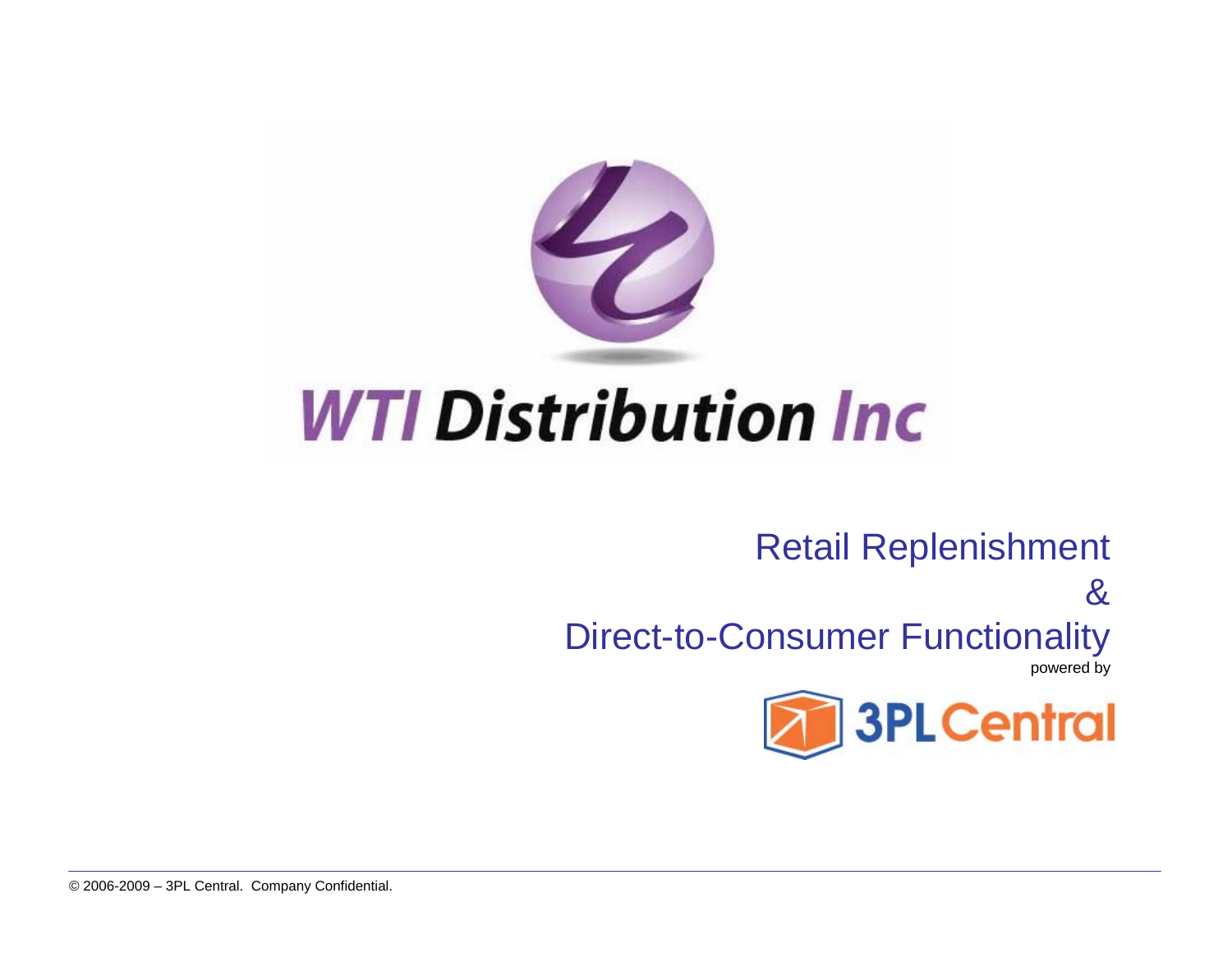# WTI Distribution Inc

## Retail Replenishment
## &
## Direct-to-Consumer Functionality

powered by

3PL Central

© 2006-2009 – 3PL Central. Company Confidential.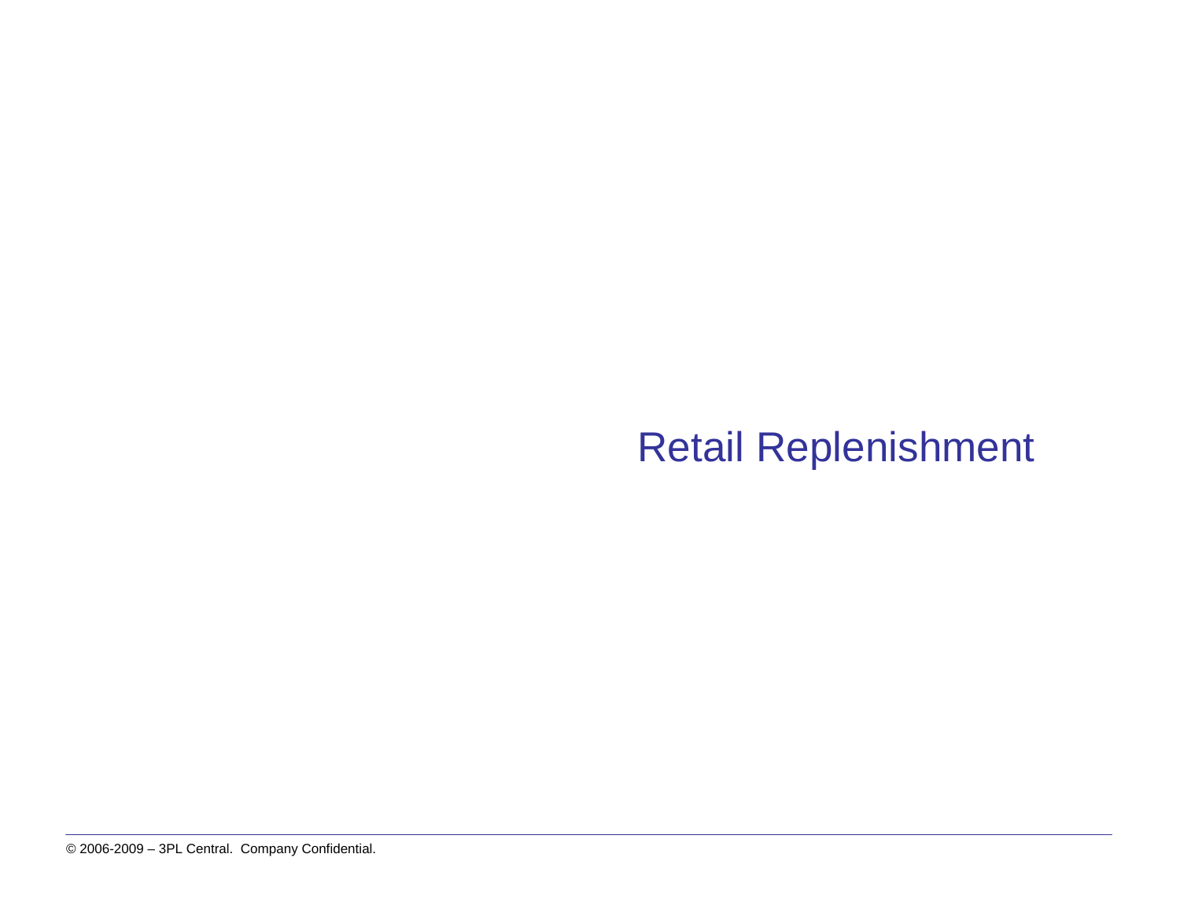# Retail Replenishment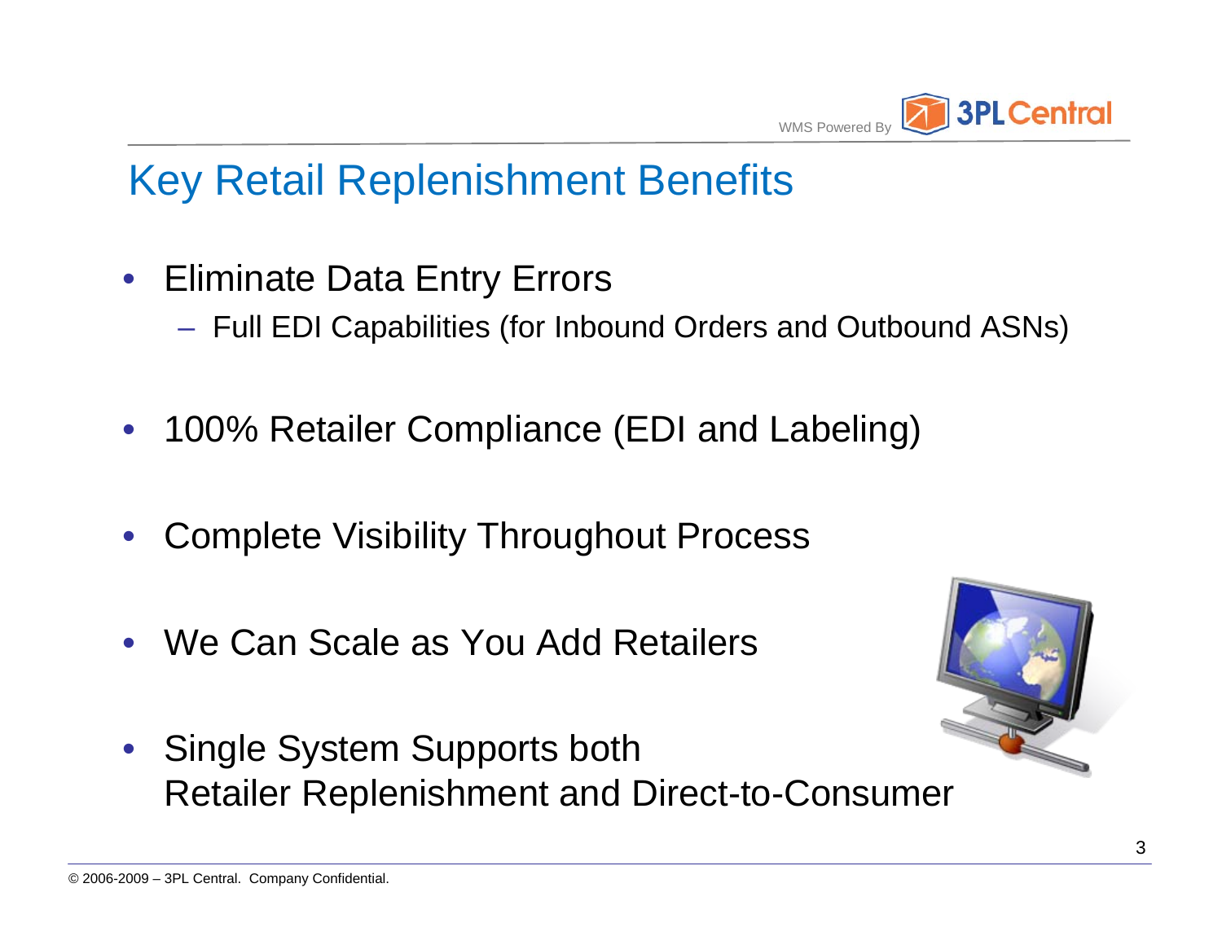## Key Retail Replenishment Benefits

- Eliminate Data Entry Errors
  - Full EDI Capabilities (for Inbound Orders and Outbound ASNs)
- 100% Retailer Compliance (EDI and Labeling)
- Complete Visibility Throughout Process
- We Can Scale as You Add Retailers
- Single System Supports both Retailer Replenishment and Direct-to-Consumer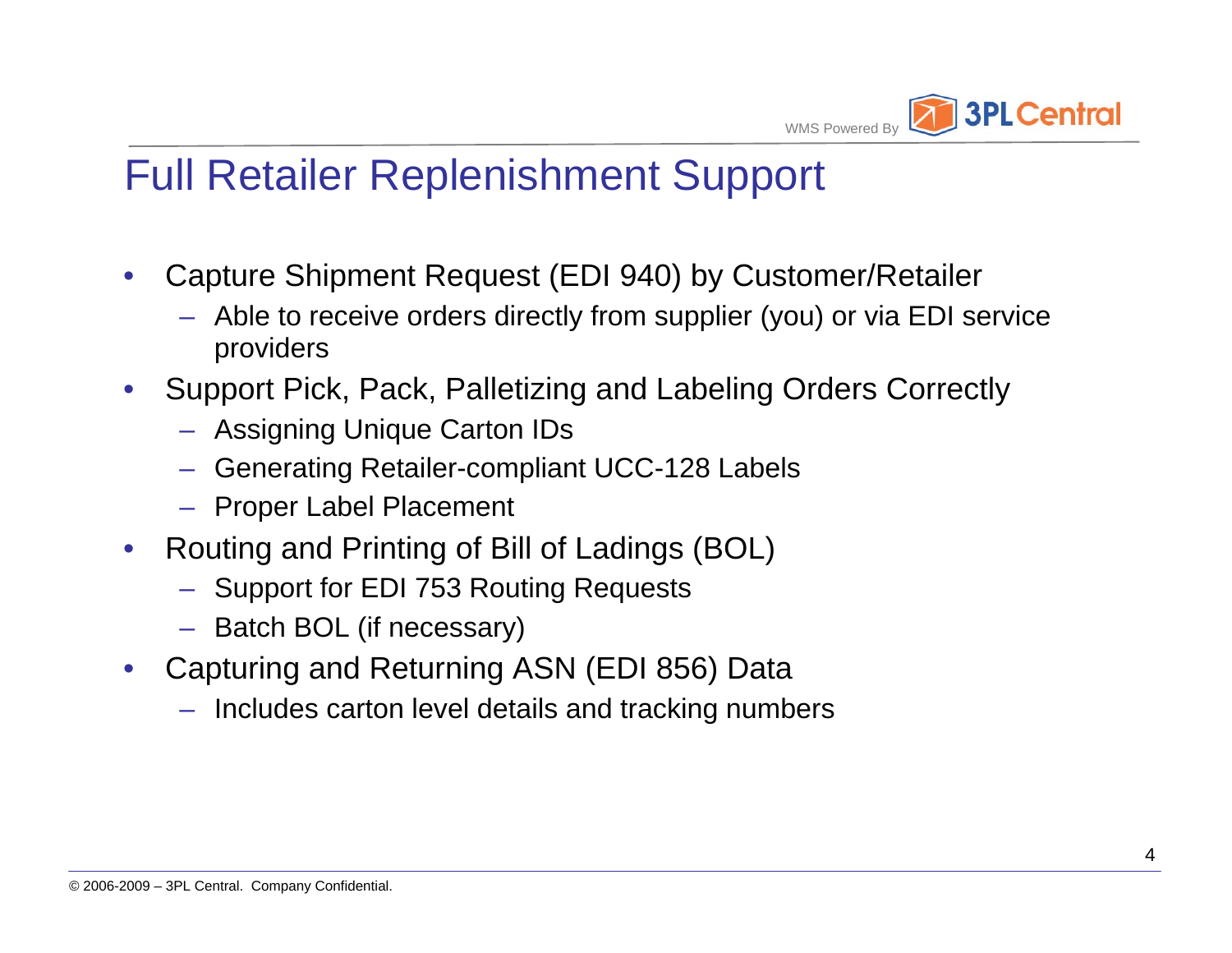# Full Retailer Replenishment Support

- Capture Shipment Request (EDI 940) by Customer/Retailer
  - Able to receive orders directly from supplier (you) or via EDI service providers
- Support Pick, Pack, Palletizing and Labeling Orders Correctly
  - Assigning Unique Carton IDs
  - Generating Retailer-compliant UCC-128 Labels
  - Proper Label Placement
- Routing and Printing of Bill of Ladings (BOL)
  - Support for EDI 753 Routing Requests
  - Batch BOL (if necessary)
- Capturing and Returning ASN (EDI 856) Data
  - Includes carton level details and tracking numbers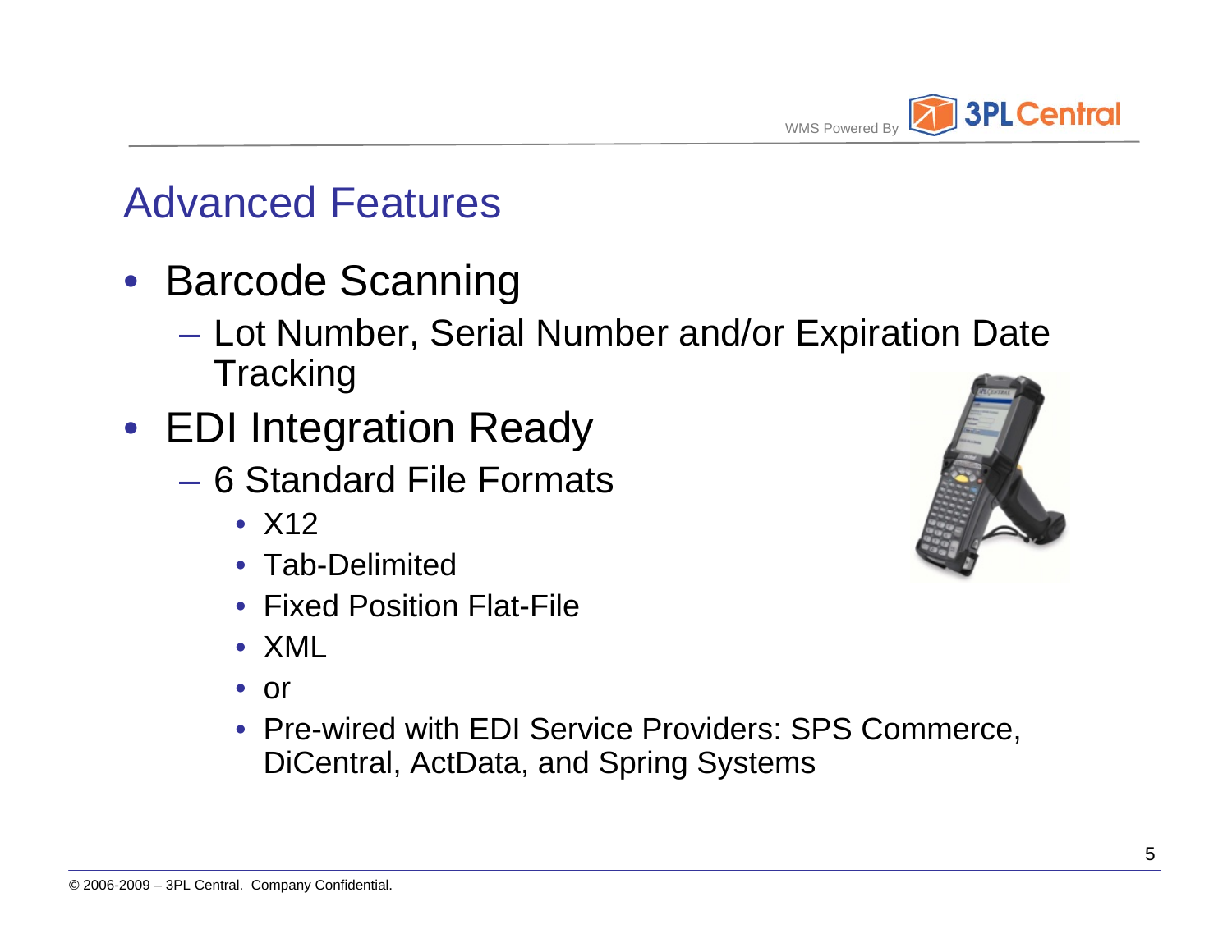# Advanced Features

- Barcode Scanning
  - Lot Number, Serial Number and/or Expiration Date Tracking
- EDI Integration Ready
  - 6 Standard File Formats
    - X12
    - Tab-Delimited
    - Fixed Position Flat-File
    - XML
    - or
    - Pre-wired with EDI Service Providers: SPS Commerce, DiCentral, ActData, and Spring Systems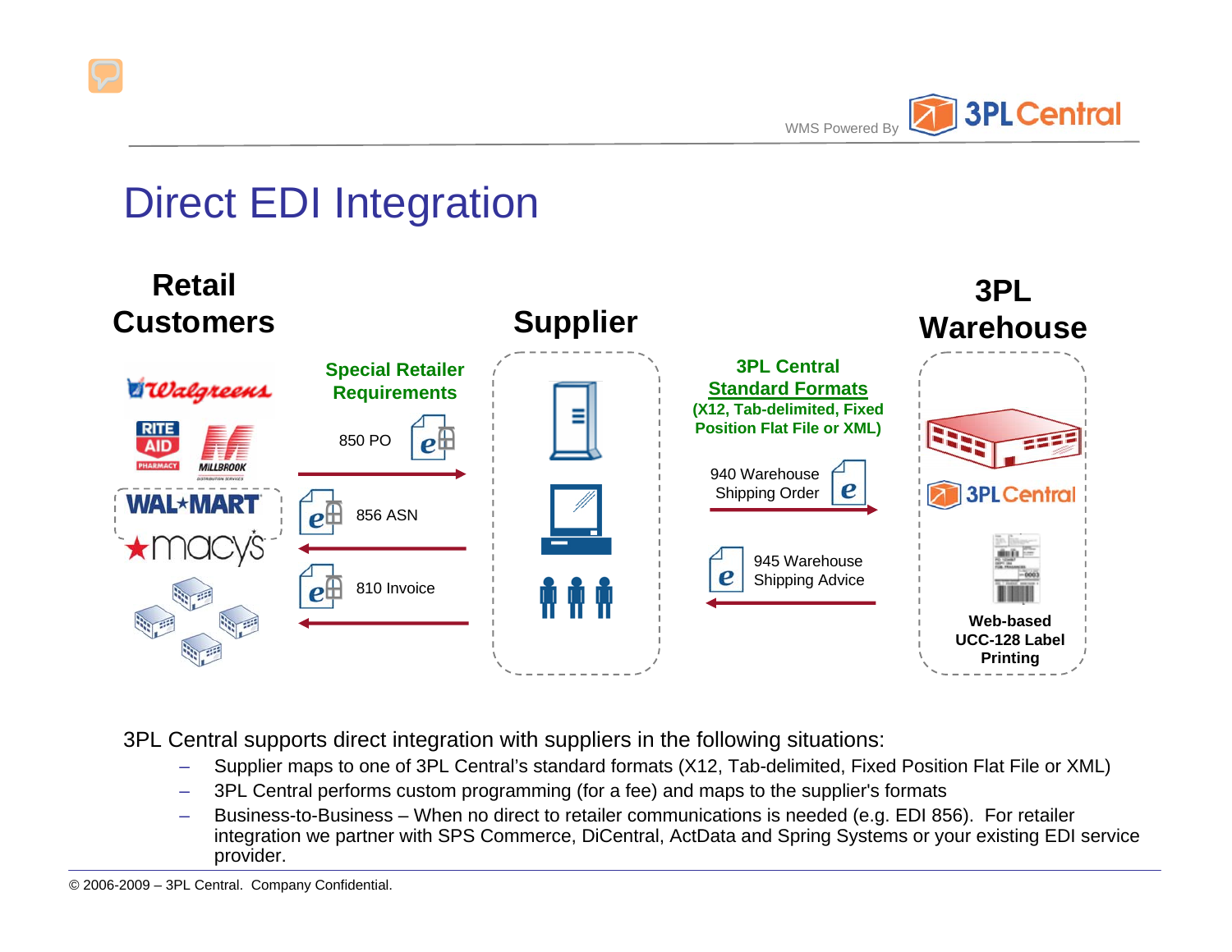# Direct EDI Integration

**Retail Customers**

**Special Retailer Requirements**

850 PO

856 ASN

810 Invoice

**Supplier**

**3PL Central Standard Formats (X12, Tab-delimited, Fixed Position Flat File or XML)**

940 Warehouse Shipping Order

945 Warehouse Shipping Advice

**3PL Warehouse**

**Web-based UCC-128 Label Printing**

3PL Central supports direct integration with suppliers in the following situations:

- Supplier maps to one of 3PL Central's standard formats (X12, Tab-delimited, Fixed Position Flat File or XML)
- 3PL Central performs custom programming (for a fee) and maps to the supplier's formats
- Business-to-Business – When no direct to retailer communications is needed (e.g. EDI 856). For retailer integration we partner with SPS Commerce, DiCentral, ActData and Spring Systems or your existing EDI service provider.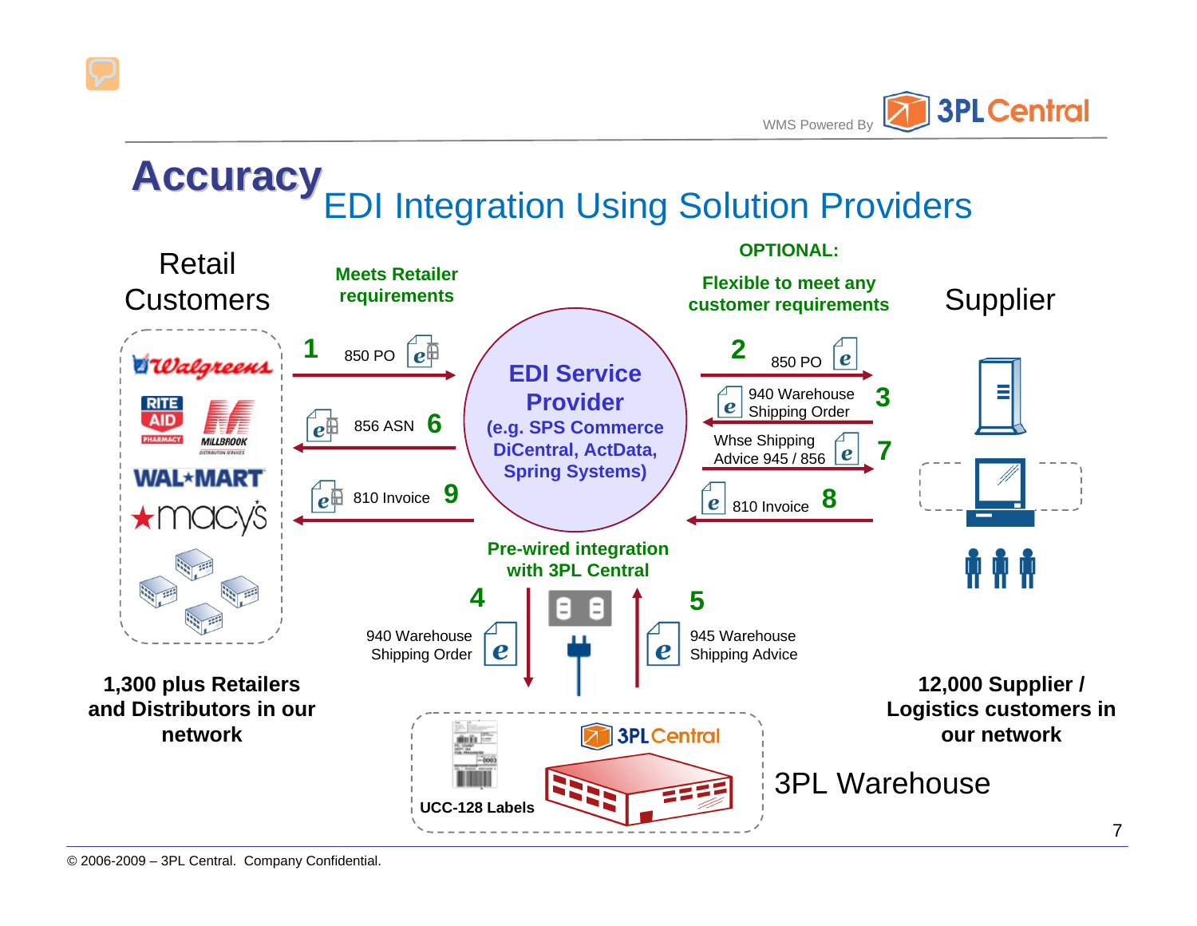# Accuracy

## EDI Integration Using Solution Providers

**Retail Customers**

**Meets Retailer requirements**

**OPTIONAL:**

**Flexible to meet any customer requirements**

**Supplier**

1 850 PO

6 856 ASN

9 810 Invoice

**EDI Service Provider**

**(e.g. SPS Commerce DiCentral, ActData, Spring Systems)**

2 850 PO

3 940 Warehouse Shipping Order

7 Whse Shipping Advice 945 / 856

8 810 Invoice

Walgreens, Rite Aid Pharmacy, Millbrook Distribution Services, Wal-Mart, Macy's

**Pre-wired integration with 3PL Central**

4 940 Warehouse Shipping Order

5 945 Warehouse Shipping Advice

**1,300 plus Retailers and Distributors in our network**

**12,000 Supplier / Logistics customers in our network**

**UCC-128 Labels**

3PL Central

3PL Warehouse

© 2006-2009 – 3PL Central. Company Confidential.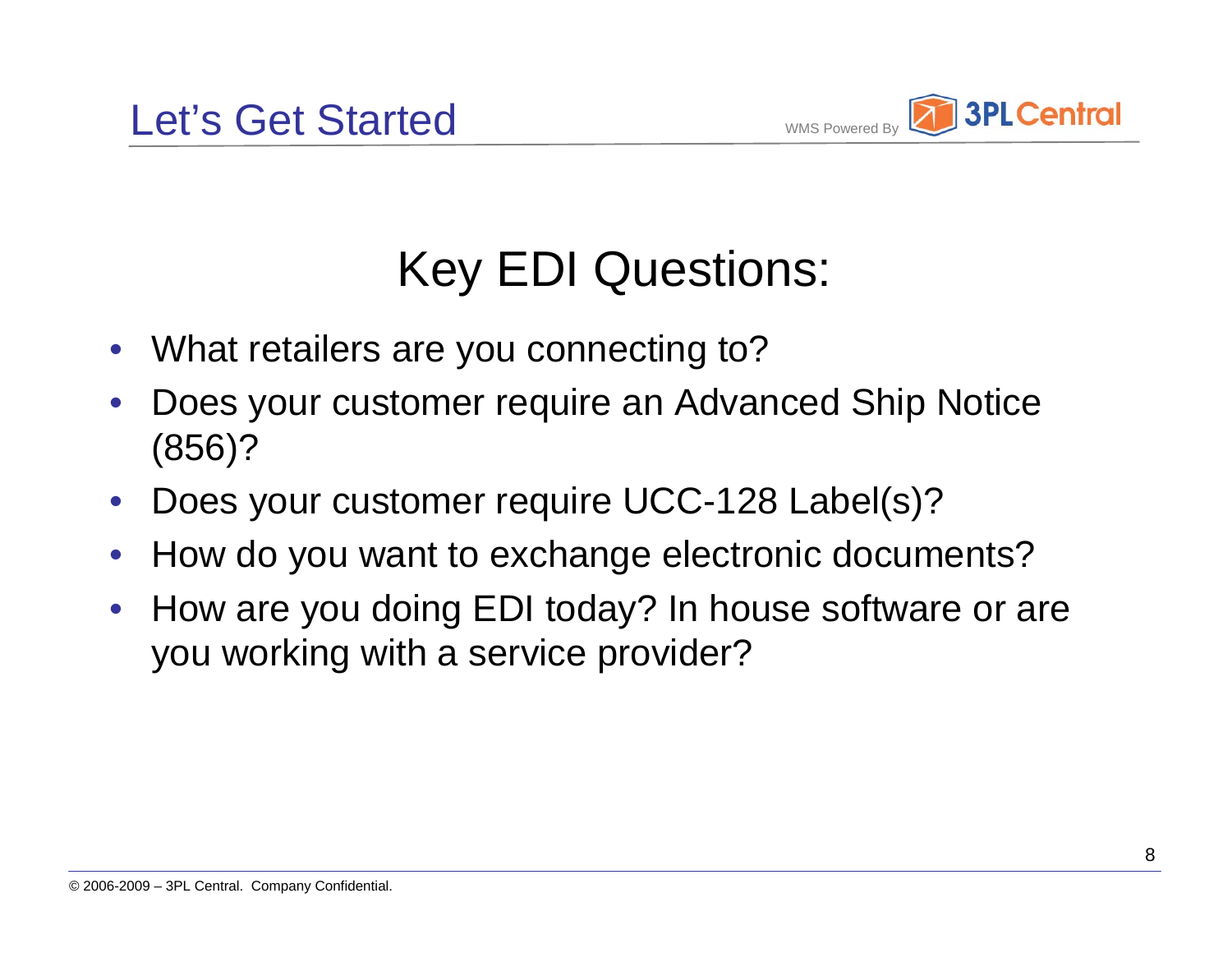# Let's Get Started

## Key EDI Questions:

- What retailers are you connecting to?
- Does your customer require an Advanced Ship Notice (856)?
- Does your customer require UCC-128 Label(s)?
- How do you want to exchange electronic documents?
- How are you doing EDI today? In house software or are you working with a service provider?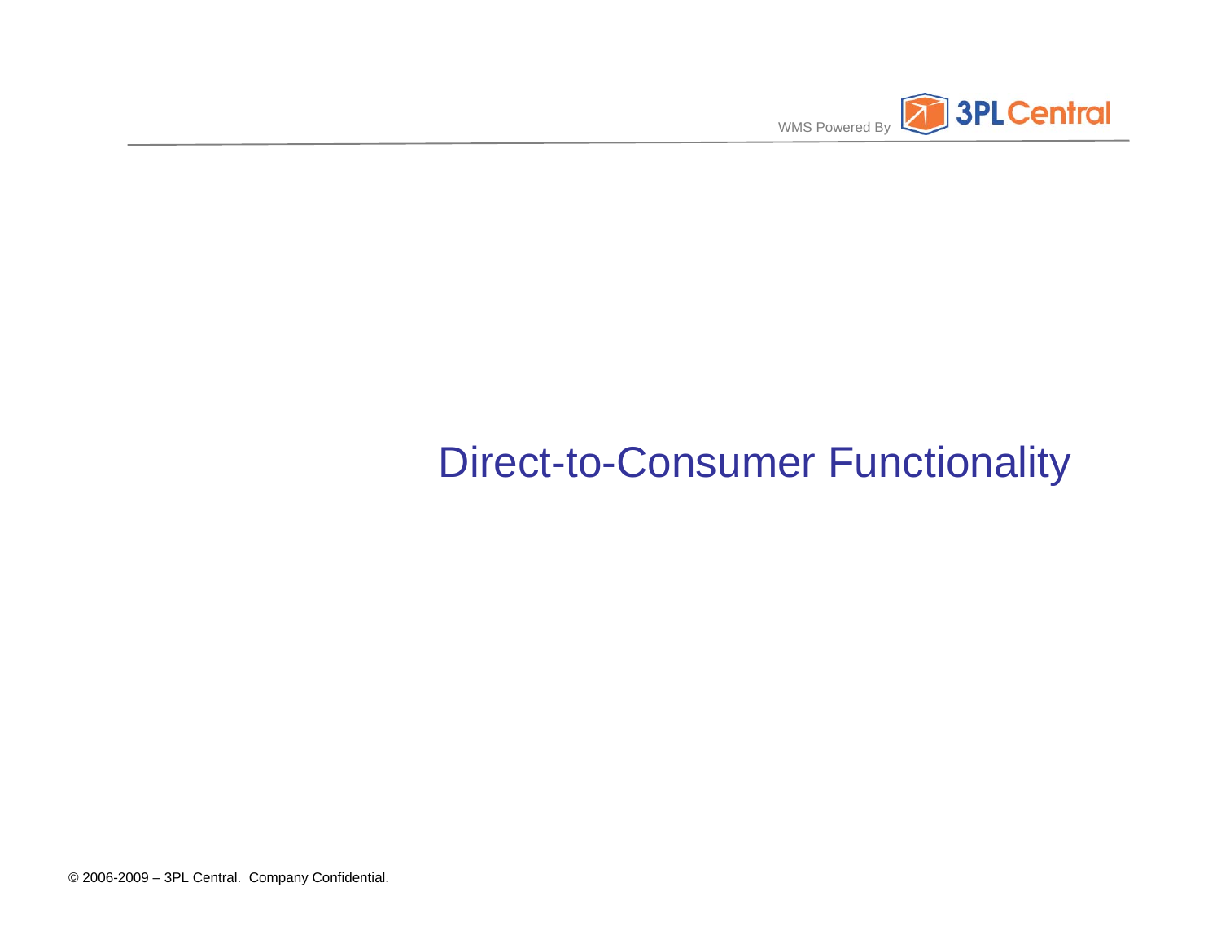# Direct-to-Consumer Functionality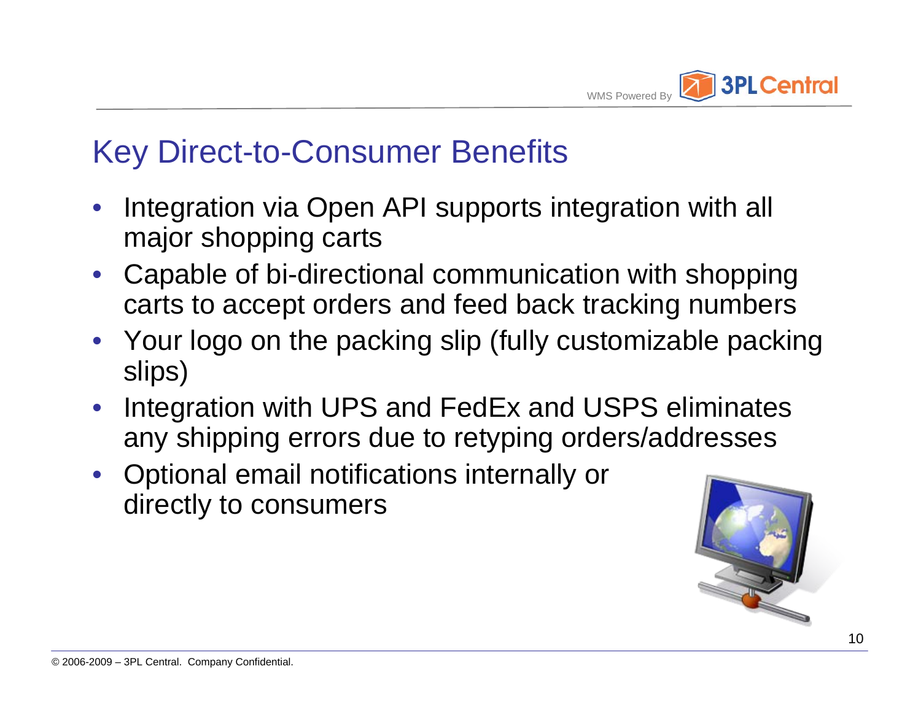# Key Direct-to-Consumer Benefits

- Integration via Open API supports integration with all major shopping carts
- Capable of bi-directional communication with shopping carts to accept orders and feed back tracking numbers
- Your logo on the packing slip (fully customizable packing slips)
- Integration with UPS and FedEx and USPS eliminates any shipping errors due to retyping orders/addresses
- Optional email notifications internally or directly to consumers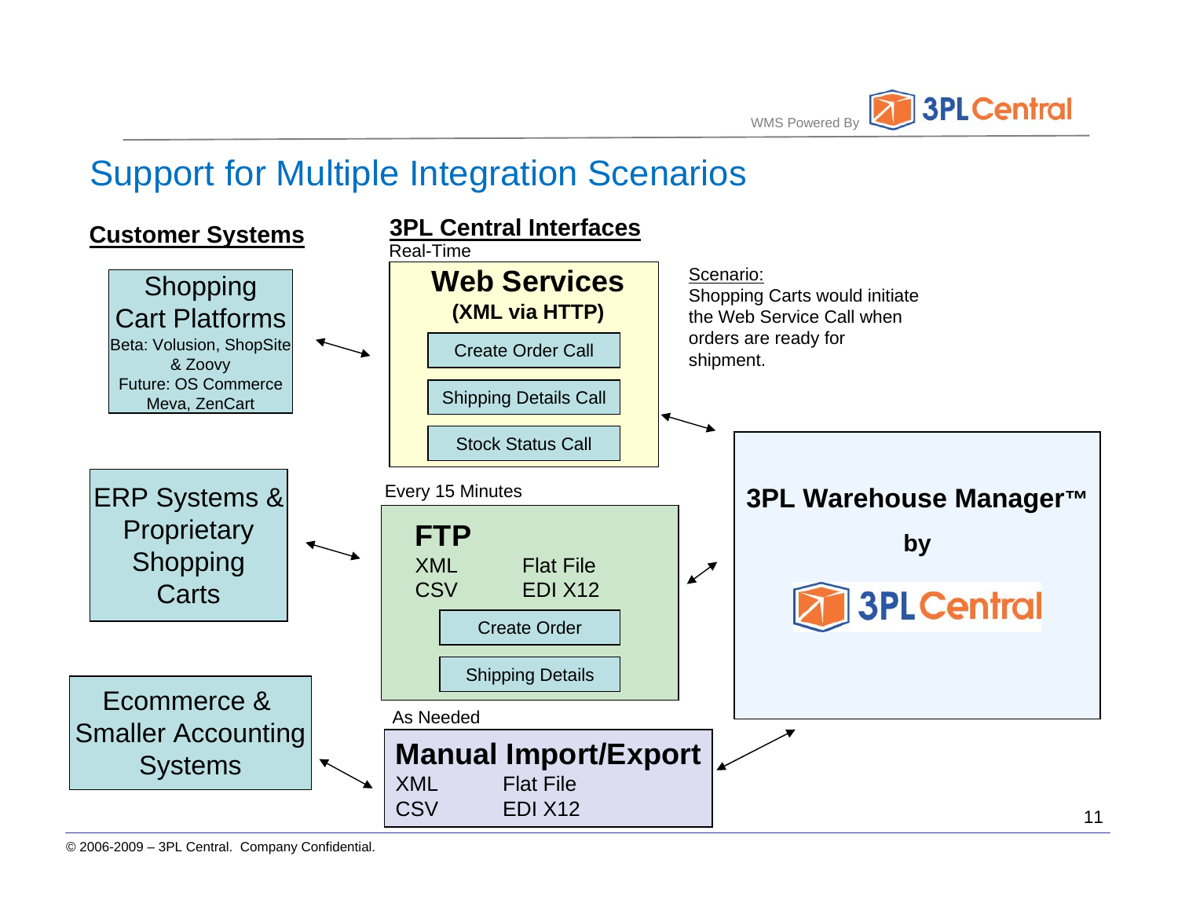# Support for Multiple Integration Scenarios

## Customer Systems

**Shopping Cart Platforms**
Beta: Volusion, ShopSite & Zoovy
Future: OS Commerce Meva, ZenCart

**ERP Systems & Proprietary Shopping Carts**

**Ecommerce & Smaller Accounting Systems**

## 3PL Central Interfaces

Real-Time

**Web Services**
**(XML via HTTP)**
- Create Order Call
- Shipping Details Call
- Stock Status Call

Scenario:
Shopping Carts would initiate the Web Service Call when orders are ready for shipment.

Every 15 Minutes

**FTP**

XML | Flat File
CSV | EDI X12

- Create Order
- Shipping Details

As Needed

**Manual Import/Export**

XML | Flat File
CSV | EDI X12

**3PL Warehouse Manager™**

**by**

3PL Central

© 2006-2009 – 3PL Central. Company Confidential.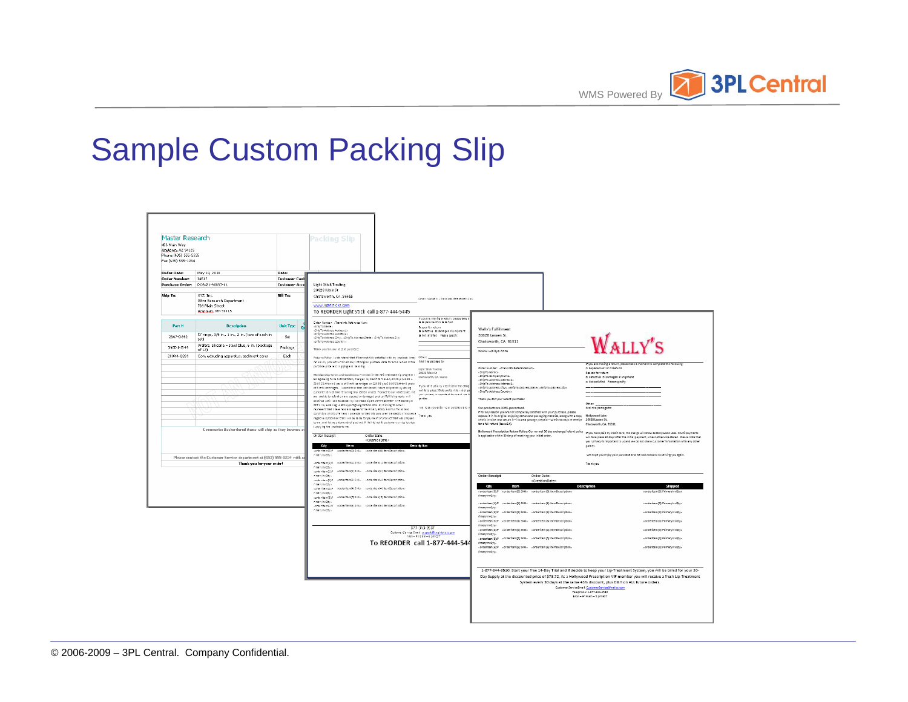# Sample Custom Packing Slip

© 2006-2009 – 3PL Central. Company Confidential.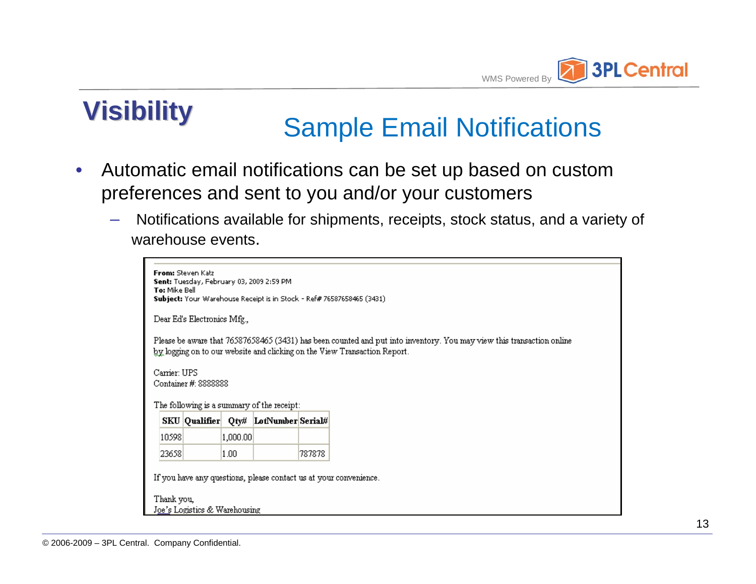# Visibility

## Sample Email Notifications

- Automatic email notifications can be set up based on custom preferences and sent to you and/or your customers
  - Notifications available for shipments, receipts, stock status, and a variety of warehouse events.

**From:** Steven Katz
**Sent:** Tuesday, February 03, 2009 2:59 PM
**To:** Mike Bell
**Subject:** Your Warehouse Receipt is in Stock - Ref# 76587658465 (3431)

Dear Ed's Electronics Mfg.,

Please be aware that 76587658465 (3431) has been counted and put into inventory. You may view this transaction online by logging on to our website and clicking on the View Transaction Report.

Carrier: UPS
Container #: 8888888

The following is a summary of the receipt:

| SKU | Qualifier | Qty# | LotNumber | Serial# |
|---|---|---|---|---|
| 10598 | | 1,000.00 | | |
| 23658 | | 1.00 | | 787878 |

If you have any questions, please contact us at your convenience.

Thank you,
Joe's Logistics & Warehousing

© 2006-2009 – 3PL Central. Company Confidential.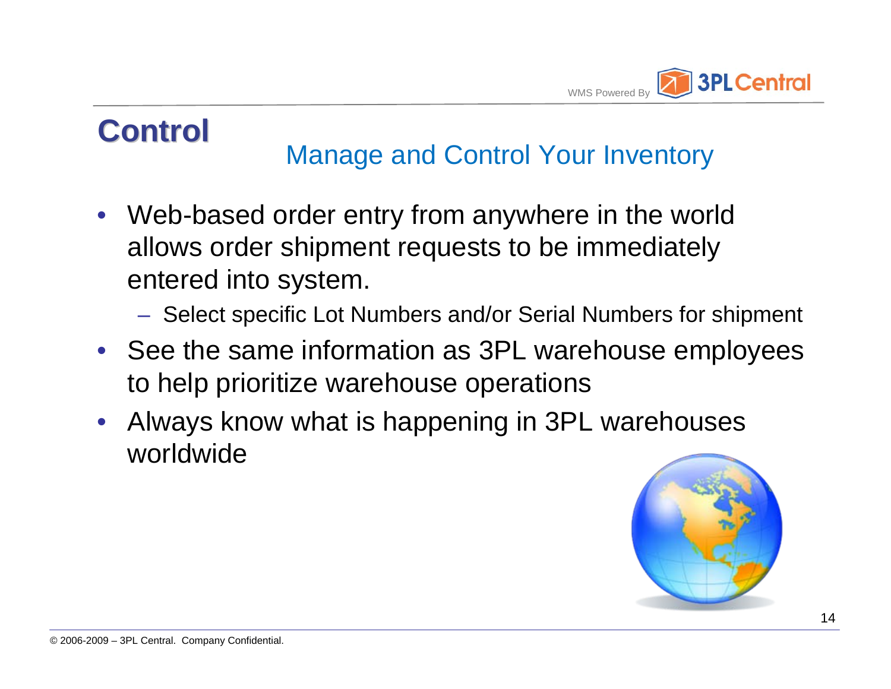# Control

## Manage and Control Your Inventory

- Web-based order entry from anywhere in the world allows order shipment requests to be immediately entered into system.
  - Select specific Lot Numbers and/or Serial Numbers for shipment
- See the same information as 3PL warehouse employees to help prioritize warehouse operations
- Always know what is happening in 3PL warehouses worldwide